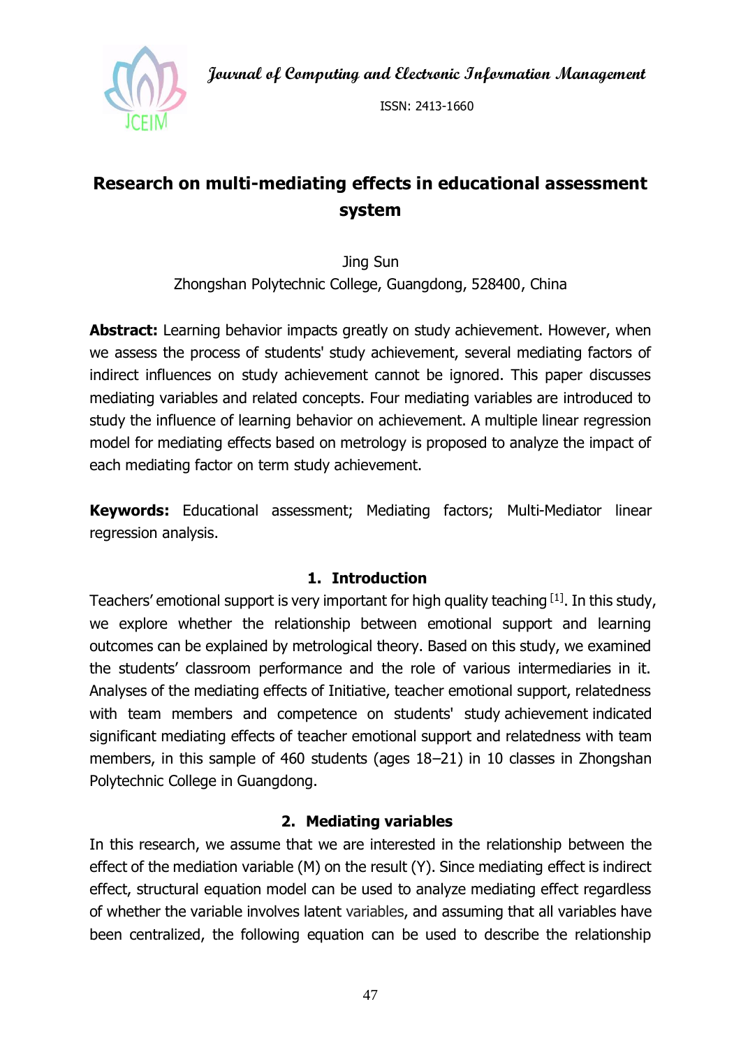# Research on multi-mediating effects in educational assessment system

Jing Sun

Zhongshan Polytechnic College, Guangdong, 528400, China

**Abstract:** Learning behavior impacts greatly on study achievement. However, when we assess the process of students' study achievement, several mediating factors of indirect influences on study achievement cannot be ignored. This paper discusses mediating variables and related concepts. Four mediating variables are introduced to study the influence of learning behavior on achievement. A multiple linear regression model for mediating effects based on metrology is proposed to analyze the impact of each mediating factor on term study achievement.

**Keywords:** Educational assessment; Mediating factors; Multi-Mediator linear regression analysis.

## 1. Introduction

Teachers' emotional support is very important for high quality teaching [1]. In this study, we explore whether the relationship between emotional support and learning outcomes can be explained by metrological theory. Based on this study, we examined the students' classroom performance and the role of various intermediaries in it. Analyses of the mediating effects of Initiative, teacher emotional support, relatedness with team members and competence on students' study achievement indicated significant mediating effects of teacher emotional support and relatedness with team members, in this sample of 460 students (ages 18–21) in 10 classes in Zhongshan Polytechnic College in Guangdong.

## 2. Mediating variables

In this research, we assume that we are interested in the relationship between the effect of the mediation variable (M) on the result (Y). Since mediating effect is indirect effect, structural equation model can be used to analyze mediating effect regardless of whether the variable involves latent variables, and assuming that all variables have been centralized, the following equation can be used to describe the relationship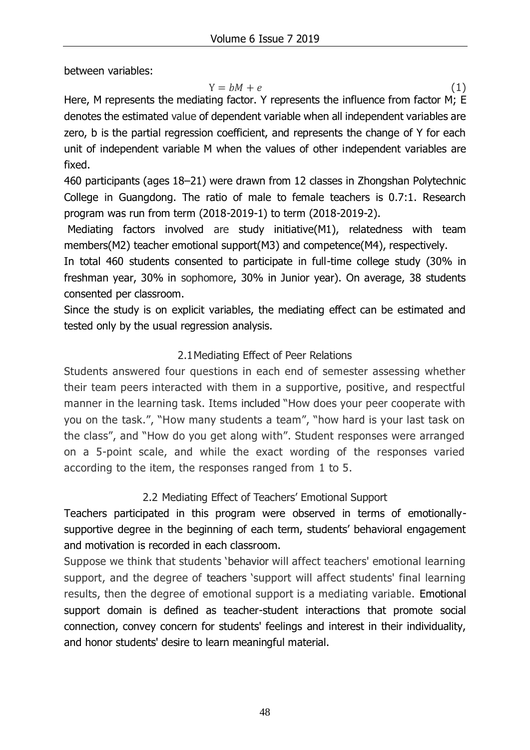between variables:

$$\mathrm{Y} = bM + e \tag{1}$$

Here, M represents the mediating factor. Y represents the influence from factor M; E denotes the estimated value of dependent variable when all independent variables are zero, b is the partial regression coefficient, and represents the change of Y for each unit of independent variable M when the values of other independent variables are fixed.

460 participants (ages 18–21) were drawn from 12 classes in Zhongshan Polytechnic College in Guangdong. The ratio of male to female teachers is 0.7:1. Research program was run from term (2018-2019-1) to term (2018-2019-2).

Mediating factors involved are study initiative(M1), relatedness with team members(M2) teacher emotional support(M3) and competence(M4), respectively.

In total 460 students consented to participate in full-time college study (30% in freshman year, 30% in sophomore, 30% in Junior year). On average, 38 students consented per classroom.

Since the study is on explicit variables, the mediating effect can be estimated and tested only by the usual regression analysis.

## 2.1 Mediating Effect of Peer Relations

Students answered four questions in each end of semester assessing whether their team peers interacted with them in a supportive, positive, and respectful manner in the learning task. Items included "How does your peer cooperate with you on the task.", "How many students a team", "how hard is your last task on the class", and "How do you get along with". Student responses were arranged on a 5-point scale, and while the exact wording of the responses varied according to the item, the responses ranged from 1 to 5.

## 2.2 Mediating Effect of Teachers' Emotional Support

Teachers participated in this program were observed in terms of emotionally-supportive degree in the beginning of each term, students' behavioral engagement and motivation is recorded in each classroom.

Suppose we think that students 'behavior will affect teachers' emotional learning support, and the degree of teachers 'support will affect students' final learning results, then the degree of emotional support is a mediating variable. Emotional support domain is defined as teacher-student interactions that promote social connection, convey concern for students' feelings and interest in their individuality, and honor students' desire to learn meaningful material.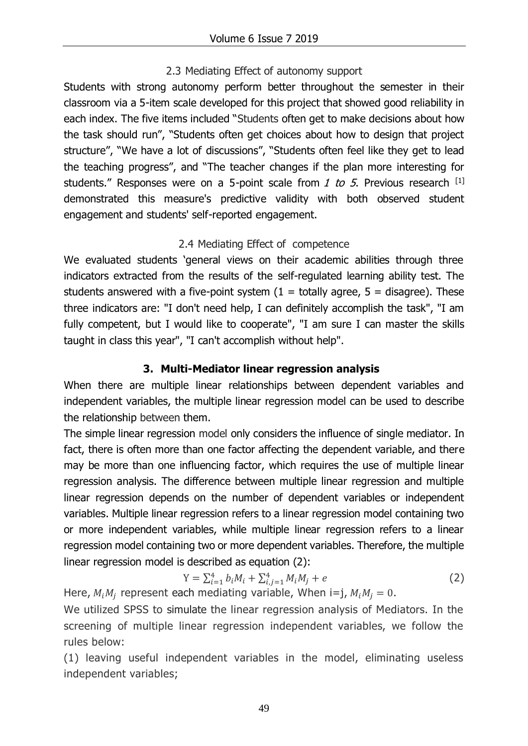### 2.3 Mediating Effect of autonomy support

Students with strong autonomy perform better throughout the semester in their classroom via a 5-item scale developed for this project that showed good reliability in each index. The five items included "Students often get to make decisions about how the task should run", "Students often get choices about how to design that project structure", "We have a lot of discussions", "Students often feel like they get to lead the teaching progress", and "The teacher changes if the plan more interesting for students." Responses were on a 5-point scale from *1 to 5*. Previous research [1] demonstrated this measure's predictive validity with both observed student engagement and students' self-reported engagement.

### 2.4 Mediating Effect of competence

We evaluated students 'general views on their academic abilities through three indicators extracted from the results of the self-regulated learning ability test. The students answered with a five-point system (1 = totally agree, 5 = disagree). These three indicators are: "I don't need help, I can definitely accomplish the task", "I am fully competent, but I would like to cooperate", "I am sure I can master the skills taught in class this year", "I can't accomplish without help".

## 3. Multi-Mediator linear regression analysis

When there are multiple linear relationships between dependent variables and independent variables, the multiple linear regression model can be used to describe the relationship between them.

The simple linear regression model only considers the influence of single mediator. In fact, there is often more than one factor affecting the dependent variable, and there may be more than one influencing factor, which requires the use of multiple linear regression analysis. The difference between multiple linear regression and multiple linear regression depends on the number of dependent variables or independent variables. Multiple linear regression refers to a linear regression model containing two or more independent variables, while multiple linear regression refers to a linear regression model containing two or more dependent variables. Therefore, the multiple linear regression model is described as equation (2):

$$Y = \sum_{i=1}^{4} b_i M_i + \sum_{i,j=1}^{4} M_i M_j + e \tag{2}$$

Here, $M_i M_j$ represent each mediating variable, When i=j, $M_i M_j = 0$.

We utilized SPSS to simulate the linear regression analysis of Mediators. In the screening of multiple linear regression independent variables, we follow the rules below:

(1) leaving useful independent variables in the model, eliminating useless independent variables;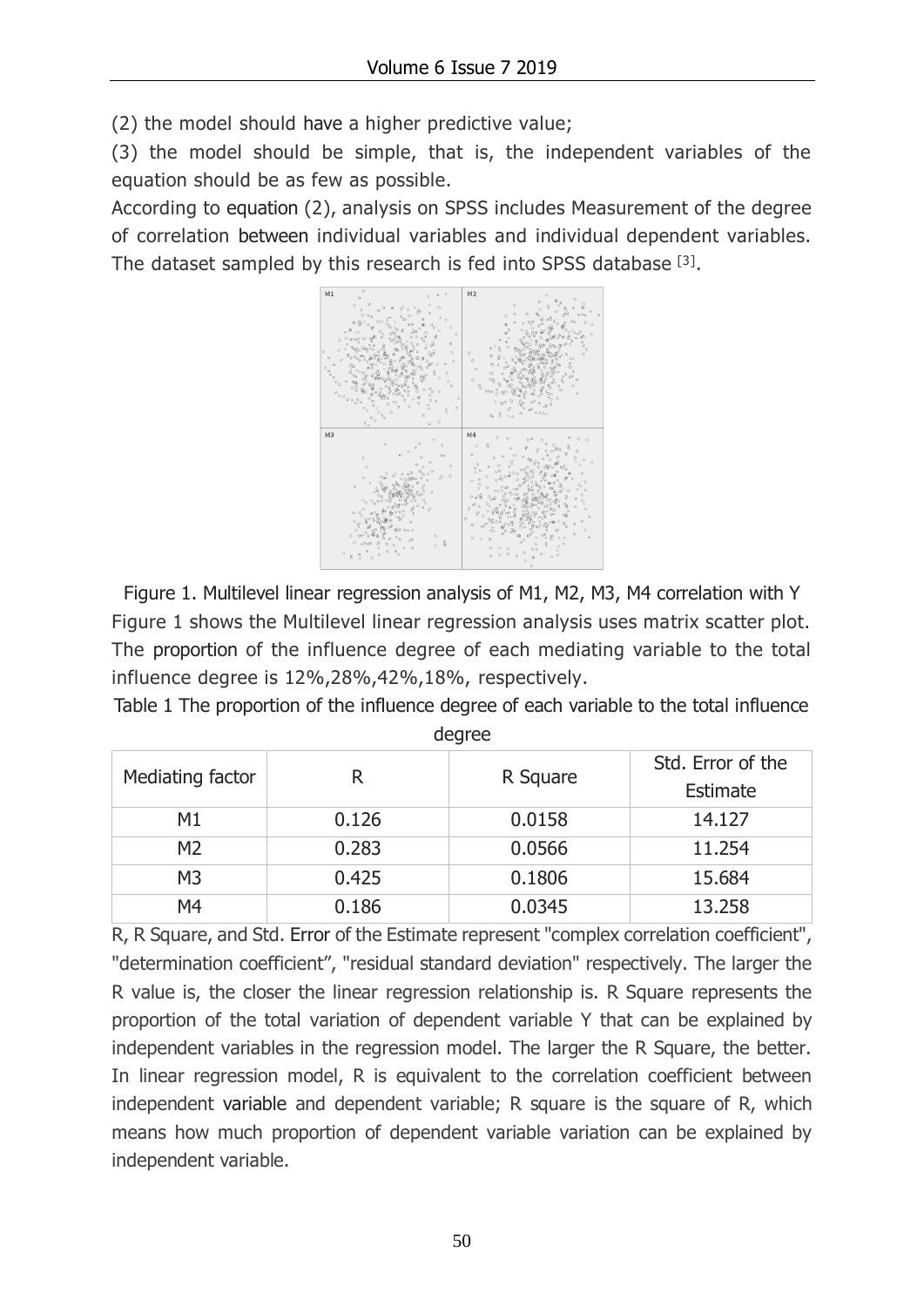(2) the model should have a higher predictive value;

(3) the model should be simple, that is, the independent variables of the equation should be as few as possible.

According to equation (2), analysis on SPSS includes Measurement of the degree of correlation between individual variables and individual dependent variables. The dataset sampled by this research is fed into SPSS database [3].

Figure 1. Multilevel linear regression analysis of M1, M2, M3, M4 correlation with Y

Figure 1 shows the Multilevel linear regression analysis uses matrix scatter plot. The proportion of the influence degree of each mediating variable to the total influence degree is 12%,28%,42%,18%, respectively.

Table 1 The proportion of the influence degree of each variable to the total influence degree

| Mediating factor | R | R Square | Std. Error of the Estimate |
|---|---|---|---|
| M1 | 0.126 | 0.0158 | 14.127 |
| M2 | 0.283 | 0.0566 | 11.254 |
| M3 | 0.425 | 0.1806 | 15.684 |
| M4 | 0.186 | 0.0345 | 13.258 |

R, R Square, and Std. Error of the Estimate represent "complex correlation coefficient", "determination coefficient", "residual standard deviation" respectively. The larger the R value is, the closer the linear regression relationship is. R Square represents the proportion of the total variation of dependent variable Y that can be explained by independent variables in the regression model. The larger the R Square, the better. In linear regression model, R is equivalent to the correlation coefficient between independent variable and dependent variable; R square is the square of R, which means how much proportion of dependent variable variation can be explained by independent variable.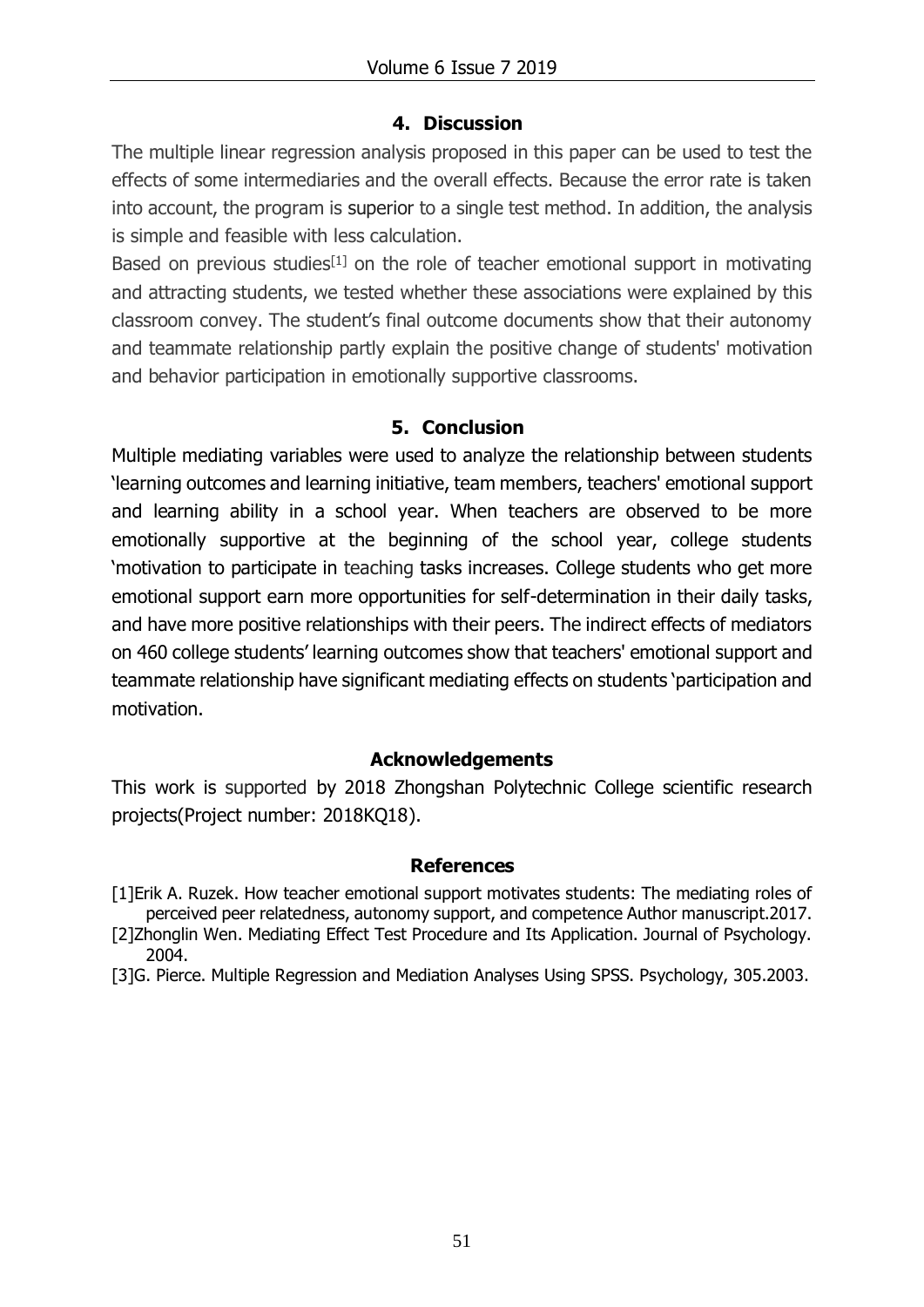## 4. Discussion

The multiple linear regression analysis proposed in this paper can be used to test the effects of some intermediaries and the overall effects. Because the error rate is taken into account, the program is superior to a single test method. In addition, the analysis is simple and feasible with less calculation.

Based on previous studies[1] on the role of teacher emotional support in motivating and attracting students, we tested whether these associations were explained by this classroom convey. The student's final outcome documents show that their autonomy and teammate relationship partly explain the positive change of students' motivation and behavior participation in emotionally supportive classrooms.

## 5. Conclusion

Multiple mediating variables were used to analyze the relationship between students 'learning outcomes and learning initiative, team members, teachers' emotional support and learning ability in a school year. When teachers are observed to be more emotionally supportive at the beginning of the school year, college students 'motivation to participate in teaching tasks increases. College students who get more emotional support earn more opportunities for self-determination in their daily tasks, and have more positive relationships with their peers. The indirect effects of mediators on 460 college students' learning outcomes show that teachers' emotional support and teammate relationship have significant mediating effects on students 'participation and motivation.

## Acknowledgements

This work is supported by 2018 Zhongshan Polytechnic College scientific research projects(Project number: 2018KQ18).

## References

[1]Erik A. Ruzek. How teacher emotional support motivates students: The mediating roles of perceived peer relatedness, autonomy support, and competence Author manuscript.2017.

[2]Zhonglin Wen. Mediating Effect Test Procedure and Its Application. Journal of Psychology. 2004.

[3]G. Pierce. Multiple Regression and Mediation Analyses Using SPSS. Psychology, 305.2003.